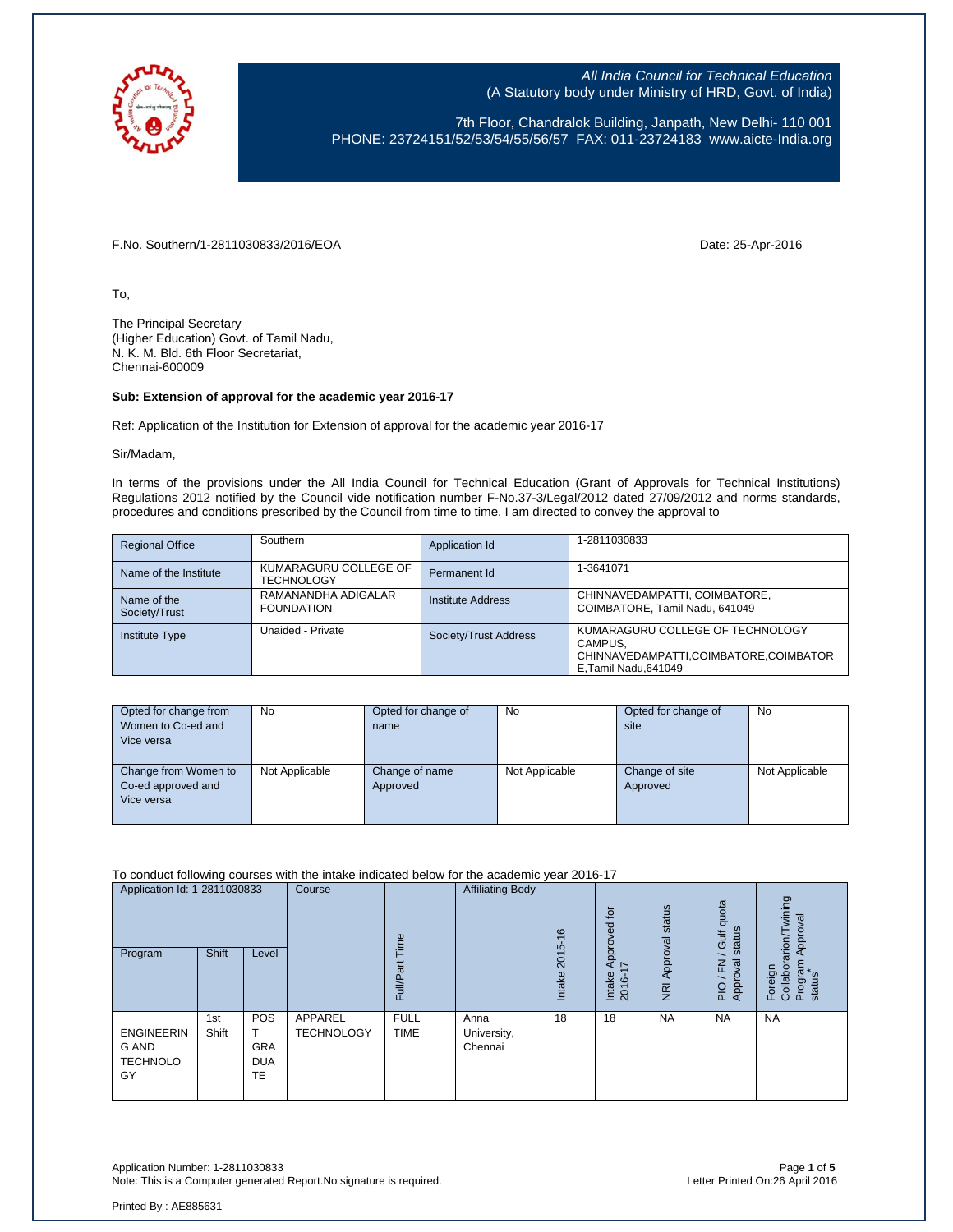*All India Council for Technical Education*
(A Statutory body under Ministry of HRD, Govt. of India)

7th Floor, Chandralok Building, Janpath, New Delhi- 110 001
PHONE: 23724151/52/53/54/55/56/57 FAX: 011-23724183 www.aicte-India.org

F.No. Southern/1-2811030833/2016/EOA

Date: 25-Apr-2016

To,

The Principal Secretary
(Higher Education) Govt. of Tamil Nadu,
N. K. M. Bld. 6th Floor Secretariat,
Chennai-600009

**Sub: Extension of approval for the academic year 2016-17**

Ref: Application of the Institution for Extension of approval for the academic year 2016-17

Sir/Madam,

In terms of the provisions under the All India Council for Technical Education (Grant of Approvals for Technical Institutions) Regulations 2012 notified by the Council vide notification number F-No.37-3/Legal/2012 dated 27/09/2012 and norms standards, procedures and conditions prescribed by the Council from time to time, I am directed to convey the approval to

| Regional Office | Southern | Application Id | 1-2811030833 |
|---|---|---|---|
| Name of the Institute | KUMARAGURU COLLEGE OF TECHNOLOGY | Permanent Id | 1-3641071 |
| Name of the Society/Trust | RAMANANDHA ADIGALAR FOUNDATION | Institute Address | CHINNAVEDAMPATTI, COIMBATORE, COIMBATORE, Tamil Nadu, 641049 |
| Institute Type | Unaided - Private | Society/Trust Address | KUMARAGURU COLLEGE OF TECHNOLOGY CAMPUS, CHINNAVEDAMPATTI,COIMBATORE,COIMBATORE,Tamil Nadu,641049 |

| Opted for change from Women to Co-ed and Vice versa | No | Opted for change of name | No | Opted for change of site | No |
|---|---|---|---|---|---|
| Change from Women to Co-ed approved and Vice versa | Not Applicable | Change of name Approved | Not Applicable | Change of site Approved | Not Applicable |

To conduct following courses with the intake indicated below for the academic year 2016-17

| Program | Shift | Level | Course | Full/Part Time | Affiliating Body | Intake 2015-16 | Intake Approved for 2016-17 | NRI Approval status | PIO / FN / Gulf quota Approval status | Foreign Collaboration/Twining Program Approval status* |
|---|---|---|---|---|---|---|---|---|---|---|
| ENGINEERING AND TECHNOLOGY | 1st Shift | POST GRADUATE | APPAREL TECHNOLOGY | FULL TIME | Anna University, Chennai | 18 | 18 | NA | NA | NA |

Application Number: 1-2811030833
Note: This is a Computer generated Report.No signature is required.

Letter Printed On:26 April 2016

Printed By : AE885631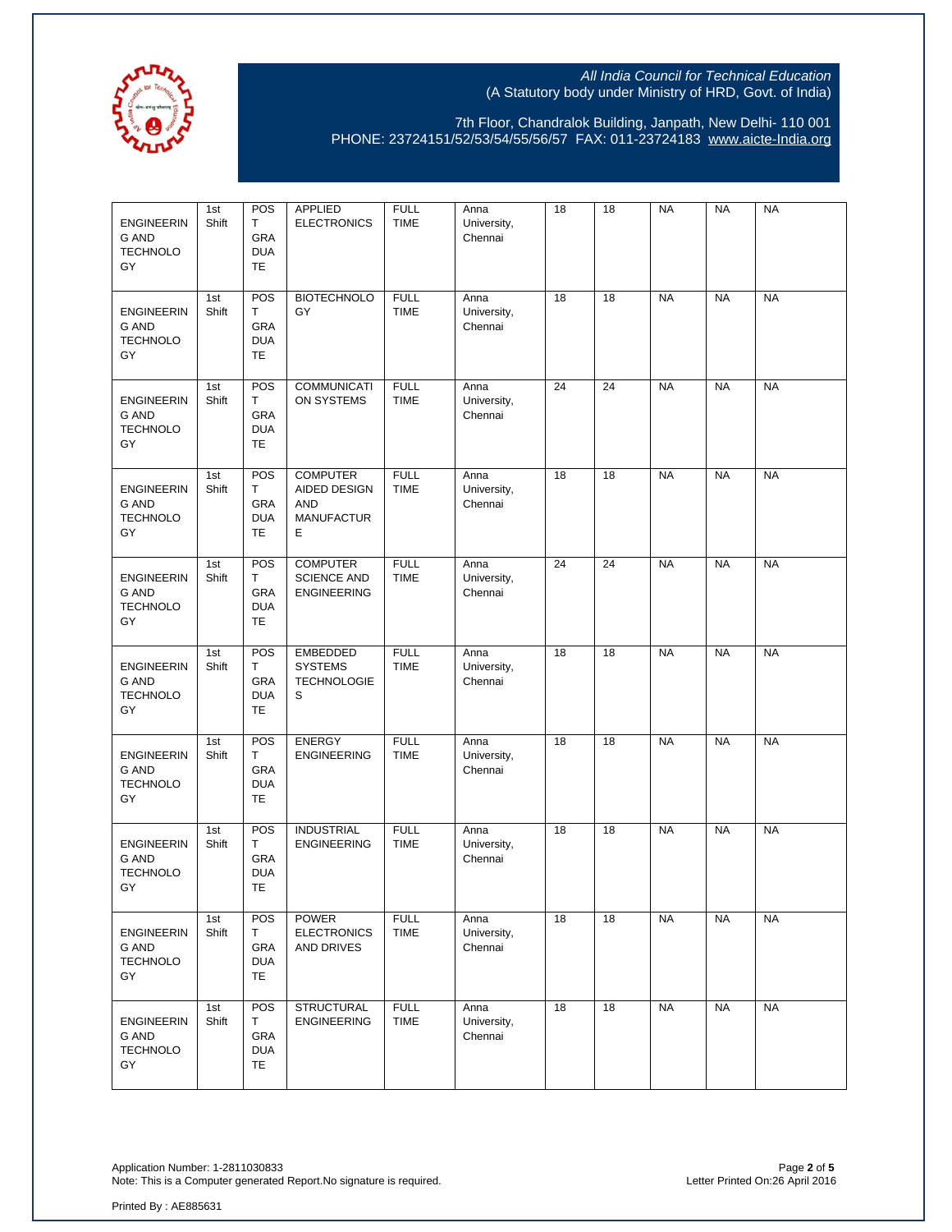All India Council for Technical Education
(A Statutory body under Ministry of HRD, Govt. of India)

7th Floor, Chandralok Building, Janpath, New Delhi- 110 001
PHONE: 23724151/52/53/54/55/56/57 FAX: 011-23724183 www.aicte-India.org

| | | | | | | | | | | |
|---|---|---|---|---|---|---|---|---|---|---|
| ENGINEERING AND TECHNOLOGY | 1st Shift | POST GRADUATE | APPLIED ELECTRONICS | FULL TIME | Anna University, Chennai | 18 | 18 | NA | NA | NA |
| ENGINEERING AND TECHNOLOGY | 1st Shift | POST GRADUATE | BIOTECHNOLOGY | FULL TIME | Anna University, Chennai | 18 | 18 | NA | NA | NA |
| ENGINEERING AND TECHNOLOGY | 1st Shift | POST GRADUATE | COMMUNICATION SYSTEMS | FULL TIME | Anna University, Chennai | 24 | 24 | NA | NA | NA |
| ENGINEERING AND TECHNOLOGY | 1st Shift | POST GRADUATE | COMPUTER AIDED DESIGN AND MANUFACTURE | FULL TIME | Anna University, Chennai | 18 | 18 | NA | NA | NA |
| ENGINEERING AND TECHNOLOGY | 1st Shift | POST GRADUATE | COMPUTER SCIENCE AND ENGINEERING | FULL TIME | Anna University, Chennai | 24 | 24 | NA | NA | NA |
| ENGINEERING AND TECHNOLOGY | 1st Shift | POST GRADUATE | EMBEDDED SYSTEMS TECHNOLOGIES | FULL TIME | Anna University, Chennai | 18 | 18 | NA | NA | NA |
| ENGINEERING AND TECHNOLOGY | 1st Shift | POST GRADUATE | ENERGY ENGINEERING | FULL TIME | Anna University, Chennai | 18 | 18 | NA | NA | NA |
| ENGINEERING AND TECHNOLOGY | 1st Shift | POST GRADUATE | INDUSTRIAL ENGINEERING | FULL TIME | Anna University, Chennai | 18 | 18 | NA | NA | NA |
| ENGINEERING AND TECHNOLOGY | 1st Shift | POST GRADUATE | POWER ELECTRONICS AND DRIVES | FULL TIME | Anna University, Chennai | 18 | 18 | NA | NA | NA |
| ENGINEERING AND TECHNOLOGY | 1st Shift | POST GRADUATE | STRUCTURAL ENGINEERING | FULL TIME | Anna University, Chennai | 18 | 18 | NA | NA | NA |

Application Number: 1-2811030833
Note: This is a Computer generated Report.No signature is required.

Letter Printed On:26 April 2016

Printed By : AE885631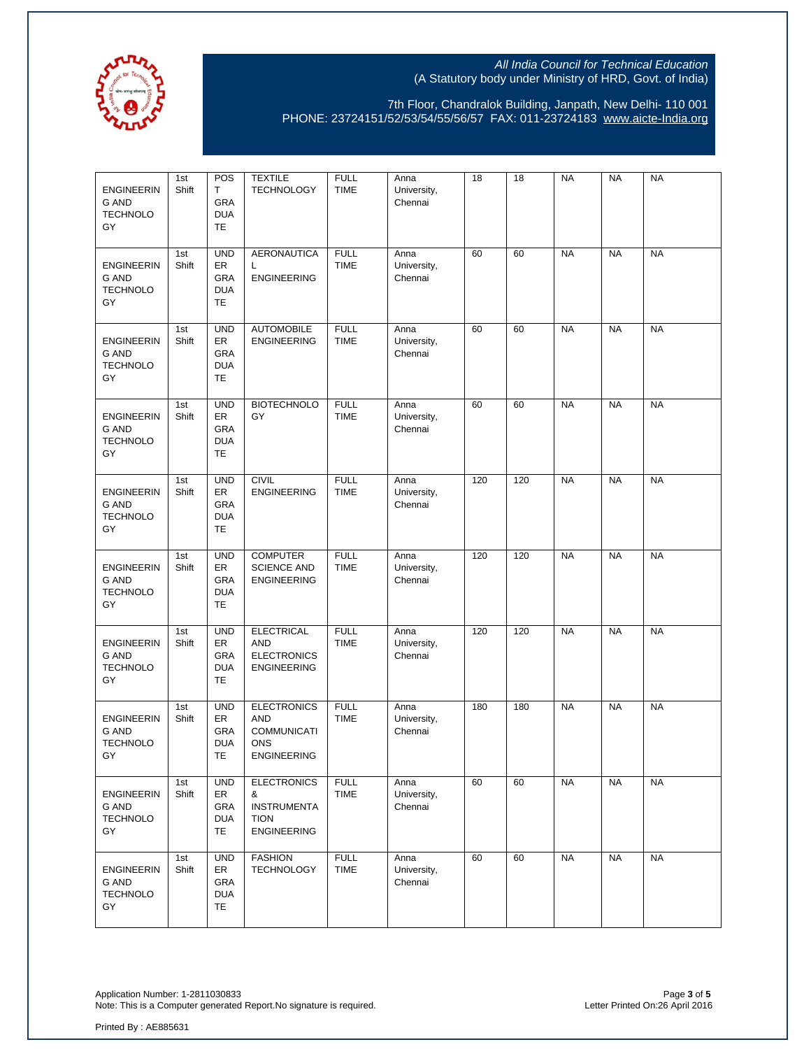All India Council for Technical Education
(A Statutory body under Ministry of HRD, Govt. of India)

7th Floor, Chandralok Building, Janpath, New Delhi- 110 001
PHONE: 23724151/52/53/54/55/56/57 FAX: 011-23724183 www.aicte-India.org

| | | | | | | | | | | |
|---|---|---|---|---|---|---|---|---|---|---|
| ENGINEERING AND TECHNOLOGY | 1st Shift | POST GRADUATE | TEXTILE TECHNOLOGY | FULL TIME | Anna University, Chennai | 18 | 18 | NA | NA | NA |
| ENGINEERING AND TECHNOLOGY | 1st Shift | UNDER GRADUATE | AERONAUTICAL ENGINEERING | FULL TIME | Anna University, Chennai | 60 | 60 | NA | NA | NA |
| ENGINEERING AND TECHNOLOGY | 1st Shift | UNDER GRADUATE | AUTOMOBILE ENGINEERING | FULL TIME | Anna University, Chennai | 60 | 60 | NA | NA | NA |
| ENGINEERING AND TECHNOLOGY | 1st Shift | UNDER GRADUATE | BIOTECHNOLOGY | FULL TIME | Anna University, Chennai | 60 | 60 | NA | NA | NA |
| ENGINEERING AND TECHNOLOGY | 1st Shift | UNDER GRADUATE | CIVIL ENGINEERING | FULL TIME | Anna University, Chennai | 120 | 120 | NA | NA | NA |
| ENGINEERING AND TECHNOLOGY | 1st Shift | UNDER GRADUATE | COMPUTER SCIENCE AND ENGINEERING | FULL TIME | Anna University, Chennai | 120 | 120 | NA | NA | NA |
| ENGINEERING AND TECHNOLOGY | 1st Shift | UNDER GRADUATE | ELECTRICAL AND ELECTRONICS ENGINEERING | FULL TIME | Anna University, Chennai | 120 | 120 | NA | NA | NA |
| ENGINEERING AND TECHNOLOGY | 1st Shift | UNDER GRADUATE | ELECTRONICS AND COMMUNICATIONS ENGINEERING | FULL TIME | Anna University, Chennai | 180 | 180 | NA | NA | NA |
| ENGINEERING AND TECHNOLOGY | 1st Shift | UNDER GRADUATE | ELECTRONICS & INSTRUMENTATION ENGINEERING | FULL TIME | Anna University, Chennai | 60 | 60 | NA | NA | NA |
| ENGINEERING AND TECHNOLOGY | 1st Shift | UNDER GRADUATE | FASHION TECHNOLOGY | FULL TIME | Anna University, Chennai | 60 | 60 | NA | NA | NA |

Application Number: 1-2811030833
Note: This is a Computer generated Report.No signature is required.

Letter Printed On:26 April 2016

Printed By : AE885631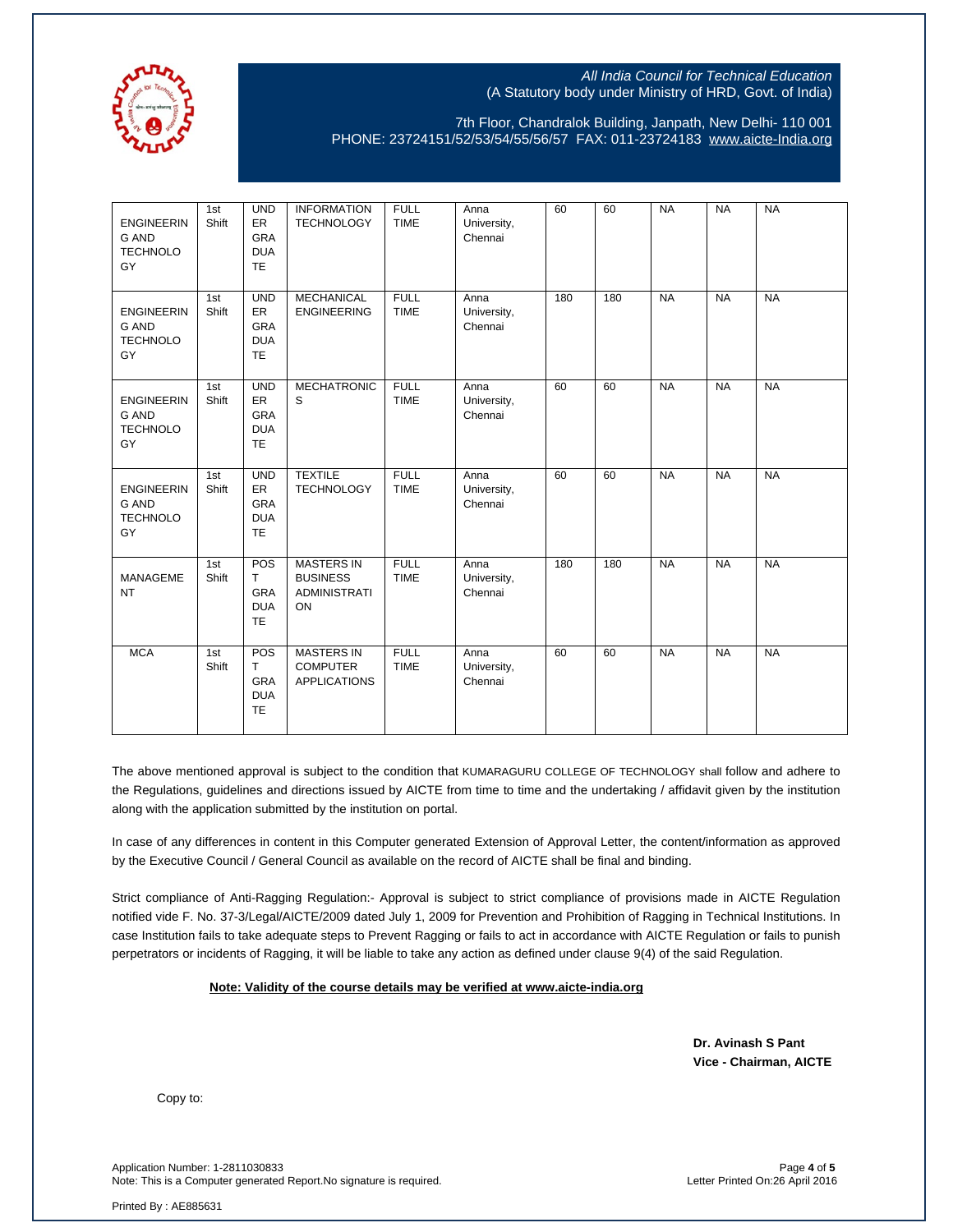All India Council for Technical Education
(A Statutory body under Ministry of HRD, Govt. of India)

7th Floor, Chandralok Building, Janpath, New Delhi- 110 001
PHONE: 23724151/52/53/54/55/56/57 FAX: 011-23724183 www.aicte-India.org

| | | | | | | | | | | |
|---|---|---|---|---|---|---|---|---|---|---|
| ENGINEERING AND TECHNOLOGY | 1st Shift | UNDER GRADUATE | INFORMATION TECHNOLOGY | FULL TIME | Anna University, Chennai | 60 | 60 | NA | NA | NA |
| ENGINEERING AND TECHNOLOGY | 1st Shift | UNDER GRADUATE | MECHANICAL ENGINEERING | FULL TIME | Anna University, Chennai | 180 | 180 | NA | NA | NA |
| ENGINEERING AND TECHNOLOGY | 1st Shift | UNDER GRADUATE | MECHATRONICS | FULL TIME | Anna University, Chennai | 60 | 60 | NA | NA | NA |
| ENGINEERING AND TECHNOLOGY | 1st Shift | UNDER GRADUATE | TEXTILE TECHNOLOGY | FULL TIME | Anna University, Chennai | 60 | 60 | NA | NA | NA |
| MANAGEMENT | 1st Shift | POST GRADUATE | MASTERS IN BUSINESS ADMINISTRATION | FULL TIME | Anna University, Chennai | 180 | 180 | NA | NA | NA |
| MCA | 1st Shift | POST GRADUATE | MASTERS IN COMPUTER APPLICATIONS | FULL TIME | Anna University, Chennai | 60 | 60 | NA | NA | NA |

The above mentioned approval is subject to the condition that KUMARAGURU COLLEGE OF TECHNOLOGY shall follow and adhere to the Regulations, guidelines and directions issued by AICTE from time to time and the undertaking / affidavit given by the institution along with the application submitted by the institution on portal.

In case of any differences in content in this Computer generated Extension of Approval Letter, the content/information as approved by the Executive Council / General Council as available on the record of AICTE shall be final and binding.

Strict compliance of Anti-Ragging Regulation:- Approval is subject to strict compliance of provisions made in AICTE Regulation notified vide F. No. 37-3/Legal/AICTE/2009 dated July 1, 2009 for Prevention and Prohibition of Ragging in Technical Institutions. In case Institution fails to take adequate steps to Prevent Ragging or fails to act in accordance with AICTE Regulation or fails to punish perpetrators or incidents of Ragging, it will be liable to take any action as defined under clause 9(4) of the said Regulation.

**Note: Validity of the course details may be verified at www.aicte-india.org**

**Dr. Avinash S Pant**
**Vice - Chairman, AICTE**

Copy to:

Application Number: 1-2811030833
Note: This is a Computer generated Report.No signature is required.

Letter Printed On:26 April 2016

Printed By : AE885631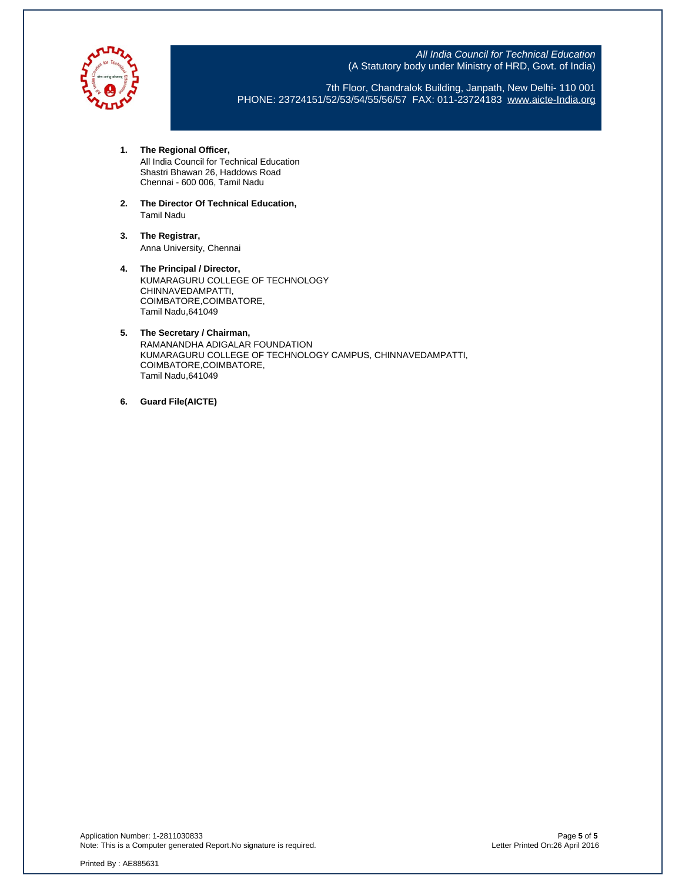*All India Council for Technical Education*
(A Statutory body under Ministry of HRD, Govt. of India)

7th Floor, Chandralok Building, Janpath, New Delhi- 110 001
PHONE: 23724151/52/53/54/55/56/57 FAX: 011-23724183 www.aicte-India.org

1. **The Regional Officer,**
   All India Council for Technical Education
   Shastri Bhawan 26, Haddows Road
   Chennai - 600 006, Tamil Nadu

2. **The Director Of Technical Education,**
   Tamil Nadu

3. **The Registrar,**
   Anna University, Chennai

4. **The Principal / Director,**
   KUMARAGURU COLLEGE OF TECHNOLOGY
   CHINNAVEDAMPATTI,
   COIMBATORE,COIMBATORE,
   Tamil Nadu,641049

5. **The Secretary / Chairman,**
   RAMANANDHA ADIGALAR FOUNDATION
   KUMARAGURU COLLEGE OF TECHNOLOGY CAMPUS, CHINNAVEDAMPATTI,
   COIMBATORE,COIMBATORE,
   Tamil Nadu,641049

6. **Guard File(AICTE)**

Application Number: 1-2811030833
Note: This is a Computer generated Report.No signature is required.

Letter Printed On:26 April 2016

Printed By : AE885631